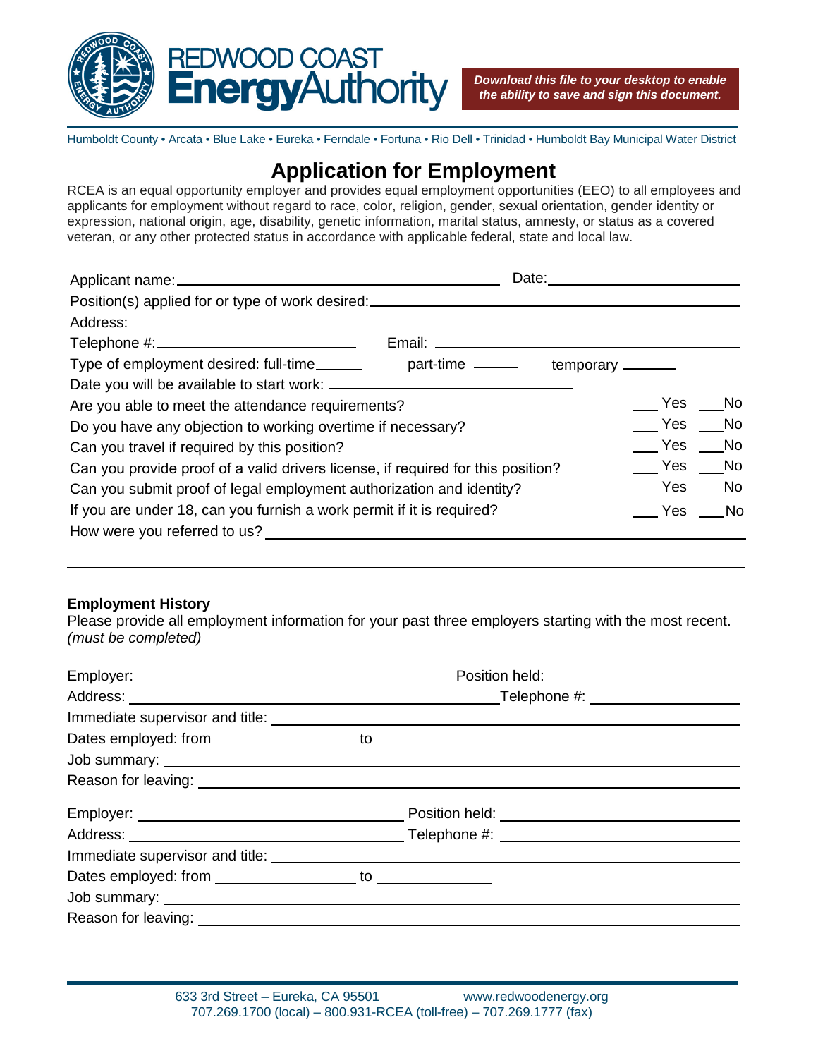REDWOOD COAST **Energy**Authority

***Download this file to your desktop to enable the ability to save and sign this document.***

Humboldt County • Arcata • Blue Lake • Eureka • Ferndale • Fortuna • Rio Dell • Trinidad • Humboldt Bay Municipal Water District

# Application for Employment

RCEA is an equal opportunity employer and provides equal employment opportunities (EEO) to all employees and applicants for employment without regard to race, color, religion, gender, sexual orientation, gender identity or expression, national origin, age, disability, genetic information, marital status, amnesty, or status as a covered veteran, or any other protected status in accordance with applicable federal, state and local law.

Applicant name:\_\_\_\_\_\_\_\_\_\_\_\_\_\_\_\_\_\_\_\_\_\_\_\_\_\_\_\_ Date:\_\_\_\_\_\_\_\_\_\_\_\_\_\_\_\_

Position(s) applied for or type of work desired:\_\_\_\_\_\_\_\_\_\_\_\_\_\_\_\_\_\_\_\_\_\_\_\_\_\_\_\_

Address:\_\_\_\_\_\_\_\_\_\_\_\_\_\_\_\_\_\_\_\_\_\_\_\_\_\_\_\_\_\_\_\_\_\_\_\_\_\_\_\_

Telephone #:\_\_\_\_\_\_\_\_\_\_\_\_\_\_\_\_ Email: \_\_\_\_\_\_\_\_\_\_\_\_\_\_\_\_\_\_\_\_\_\_\_\_

Type of employment desired: full-time\_\_\_\_\_\_ part-time \_\_\_\_\_\_ temporary \_\_\_\_\_\_

Date you will be available to start work: \_\_\_\_\_\_\_\_\_\_\_\_\_\_\_\_\_\_\_\_\_\_\_\_

Are you able to meet the attendance requirements? \_\_\_ Yes \_\_\_No

Do you have any objection to working overtime if necessary? \_\_\_ Yes \_\_\_No

Can you travel if required by this position? \_\_\_ Yes \_\_\_No

Can you provide proof of a valid drivers license, if required for this position? \_\_\_ Yes \_\_\_No

Can you submit proof of legal employment authorization and identity? \_\_\_ Yes \_\_\_No

If you are under 18, can you furnish a work permit if it is required? \_\_\_ Yes \_\_\_No

How were you referred to us? \_\_\_\_\_\_\_\_\_\_\_\_\_\_\_\_\_\_\_\_\_\_\_\_\_\_\_\_\_\_\_\_

**Employment History**

Please provide all employment information for your past three employers starting with the most recent. *(must be completed)*

Employer: \_\_\_\_\_\_\_\_\_\_\_\_\_\_\_\_\_\_\_\_\_\_\_\_ Position held: \_\_\_\_\_\_\_\_\_\_\_\_\_\_\_\_

Address: \_\_\_\_\_\_\_\_\_\_\_\_\_\_\_\_\_\_\_\_\_\_\_\_\_\_\_\_Telephone #: \_\_\_\_\_\_\_\_\_\_\_\_\_\_\_\_

Immediate supervisor and title: \_\_\_\_\_\_\_\_\_\_\_\_\_\_\_\_\_\_\_\_\_\_\_\_\_\_\_\_\_\_\_\_

Dates employed: from \_\_\_\_\_\_\_\_\_\_\_\_ to \_\_\_\_\_\_\_\_\_\_\_\_

Job summary: \_\_\_\_\_\_\_\_\_\_\_\_\_\_\_\_\_\_\_\_\_\_\_\_\_\_\_\_\_\_\_\_\_\_\_\_\_\_\_\_

Reason for leaving: \_\_\_\_\_\_\_\_\_\_\_\_\_\_\_\_\_\_\_\_\_\_\_\_\_\_\_\_\_\_\_\_\_\_\_\_

Employer: \_\_\_\_\_\_\_\_\_\_\_\_\_\_\_\_\_\_\_\_\_\_\_\_ Position held: \_\_\_\_\_\_\_\_\_\_\_\_\_\_\_\_

Address: \_\_\_\_\_\_\_\_\_\_\_\_\_\_\_\_\_\_\_\_\_\_\_\_ Telephone #: \_\_\_\_\_\_\_\_\_\_\_\_\_\_\_\_

Immediate supervisor and title: \_\_\_\_\_\_\_\_\_\_\_\_\_\_\_\_\_\_\_\_\_\_\_\_\_\_\_\_\_\_\_\_

Dates employed: from \_\_\_\_\_\_\_\_\_\_\_\_ to \_\_\_\_\_\_\_\_\_\_\_\_

Job summary: \_\_\_\_\_\_\_\_\_\_\_\_\_\_\_\_\_\_\_\_\_\_\_\_\_\_\_\_\_\_\_\_\_\_\_\_\_\_\_\_

Reason for leaving: \_\_\_\_\_\_\_\_\_\_\_\_\_\_\_\_\_\_\_\_\_\_\_\_\_\_\_\_\_\_\_\_\_\_\_\_

633 3rd Street – Eureka, CA 95501 www.redwoodenergy.org
707.269.1700 (local) – 800.931-RCEA (toll-free) – 707.269.1777 (fax)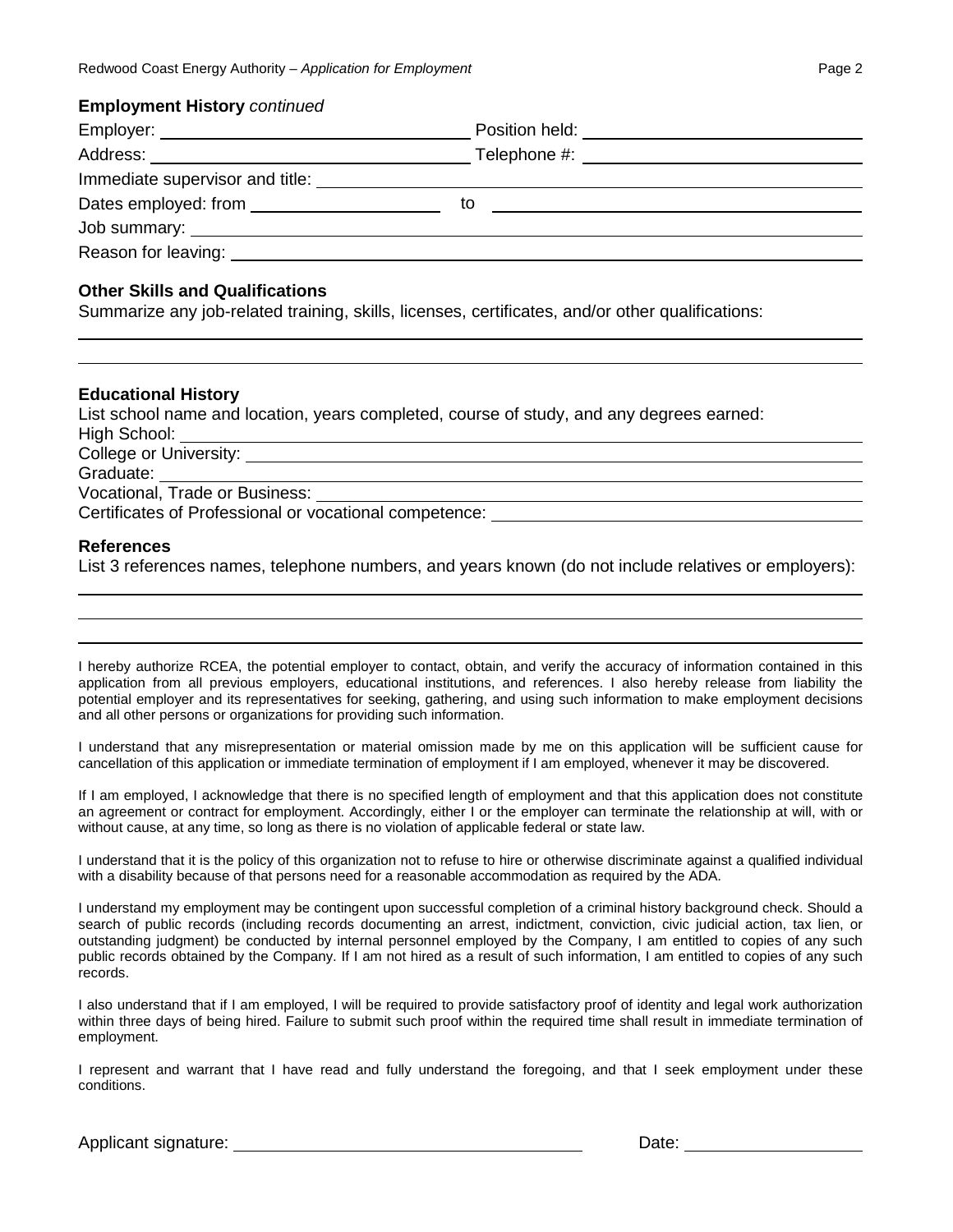### Employment History *continued*

Employer: \_\_\_\_\_\_\_\_\_\_\_\_\_\_\_\_\_\_\_\_\_\_\_\_\_\_\_\_ Position held: \_\_\_\_\_\_\_\_\_\_\_\_\_\_\_\_\_\_\_\_\_\_\_\_\_\_\_\_

Address: \_\_\_\_\_\_\_\_\_\_\_\_\_\_\_\_\_\_\_\_\_\_\_\_\_\_\_\_ Telephone #: \_\_\_\_\_\_\_\_\_\_\_\_\_\_\_\_\_\_\_\_\_\_\_\_\_\_\_\_

Immediate supervisor and title: \_\_\_\_\_\_\_\_\_\_\_\_\_\_\_\_\_\_\_\_\_\_\_\_\_\_\_\_

Dates employed: from \_\_\_\_\_\_\_\_\_\_\_\_\_\_\_\_ to \_\_\_\_\_\_\_\_\_\_\_\_\_\_\_\_\_\_\_\_\_\_\_\_\_\_\_\_

Job summary: \_\_\_\_\_\_\_\_\_\_\_\_\_\_\_\_\_\_\_\_\_\_\_\_\_\_\_\_

Reason for leaving: \_\_\_\_\_\_\_\_\_\_\_\_\_\_\_\_\_\_\_\_\_\_\_\_\_\_\_\_

### Other Skills and Qualifications

Summarize any job-related training, skills, licenses, certificates, and/or other qualifications:

\_\_\_\_\_\_\_\_\_\_\_\_\_\_\_\_\_\_\_\_\_\_\_\_\_\_\_\_\_\_\_\_\_\_\_\_\_\_\_\_\_\_\_\_\_\_\_\_\_\_\_\_\_\_\_\_

\_\_\_\_\_\_\_\_\_\_\_\_\_\_\_\_\_\_\_\_\_\_\_\_\_\_\_\_\_\_\_\_\_\_\_\_\_\_\_\_\_\_\_\_\_\_\_\_\_\_\_\_\_\_\_\_

### Educational History

List school name and location, years completed, course of study, and any degrees earned:

High School: \_\_\_\_\_\_\_\_\_\_\_\_\_\_\_\_\_\_\_\_\_\_\_\_\_\_\_\_

College or University: \_\_\_\_\_\_\_\_\_\_\_\_\_\_\_\_\_\_\_\_\_\_\_\_\_\_\_\_

Graduate: \_\_\_\_\_\_\_\_\_\_\_\_\_\_\_\_\_\_\_\_\_\_\_\_\_\_\_\_

Vocational, Trade or Business: \_\_\_\_\_\_\_\_\_\_\_\_\_\_\_\_\_\_\_\_\_\_\_\_\_\_\_\_

Certificates of Professional or vocational competence: \_\_\_\_\_\_\_\_\_\_\_\_\_\_\_\_\_\_\_\_\_\_\_\_\_\_\_\_

### References

List 3 references names, telephone numbers, and years known (do not include relatives or employers):

\_\_\_\_\_\_\_\_\_\_\_\_\_\_\_\_\_\_\_\_\_\_\_\_\_\_\_\_\_\_\_\_\_\_\_\_\_\_\_\_\_\_\_\_\_\_\_\_\_\_\_\_\_\_\_\_

\_\_\_\_\_\_\_\_\_\_\_\_\_\_\_\_\_\_\_\_\_\_\_\_\_\_\_\_\_\_\_\_\_\_\_\_\_\_\_\_\_\_\_\_\_\_\_\_\_\_\_\_\_\_\_\_

\_\_\_\_\_\_\_\_\_\_\_\_\_\_\_\_\_\_\_\_\_\_\_\_\_\_\_\_\_\_\_\_\_\_\_\_\_\_\_\_\_\_\_\_\_\_\_\_\_\_\_\_\_\_\_\_

I hereby authorize RCEA, the potential employer to contact, obtain, and verify the accuracy of information contained in this application from all previous employers, educational institutions, and references. I also hereby release from liability the potential employer and its representatives for seeking, gathering, and using such information to make employment decisions and all other persons or organizations for providing such information.

I understand that any misrepresentation or material omission made by me on this application will be sufficient cause for cancellation of this application or immediate termination of employment if I am employed, whenever it may be discovered.

If I am employed, I acknowledge that there is no specified length of employment and that this application does not constitute an agreement or contract for employment. Accordingly, either I or the employer can terminate the relationship at will, with or without cause, at any time, so long as there is no violation of applicable federal or state law.

I understand that it is the policy of this organization not to refuse to hire or otherwise discriminate against a qualified individual with a disability because of that persons need for a reasonable accommodation as required by the ADA.

I understand my employment may be contingent upon successful completion of a criminal history background check. Should a search of public records (including records documenting an arrest, indictment, conviction, civic judicial action, tax lien, or outstanding judgment) be conducted by internal personnel employed by the Company, I am entitled to copies of any such public records obtained by the Company. If I am not hired as a result of such information, I am entitled to copies of any such records.

I also understand that if I am employed, I will be required to provide satisfactory proof of identity and legal work authorization within three days of being hired. Failure to submit such proof within the required time shall result in immediate termination of employment.

I represent and warrant that I have read and fully understand the foregoing, and that I seek employment under these conditions.

Applicant signature: \_\_\_\_\_\_\_\_\_\_\_\_\_\_\_\_\_\_\_\_\_\_\_\_\_\_\_\_ Date: \_\_\_\_\_\_\_\_\_\_\_\_\_\_\_\_